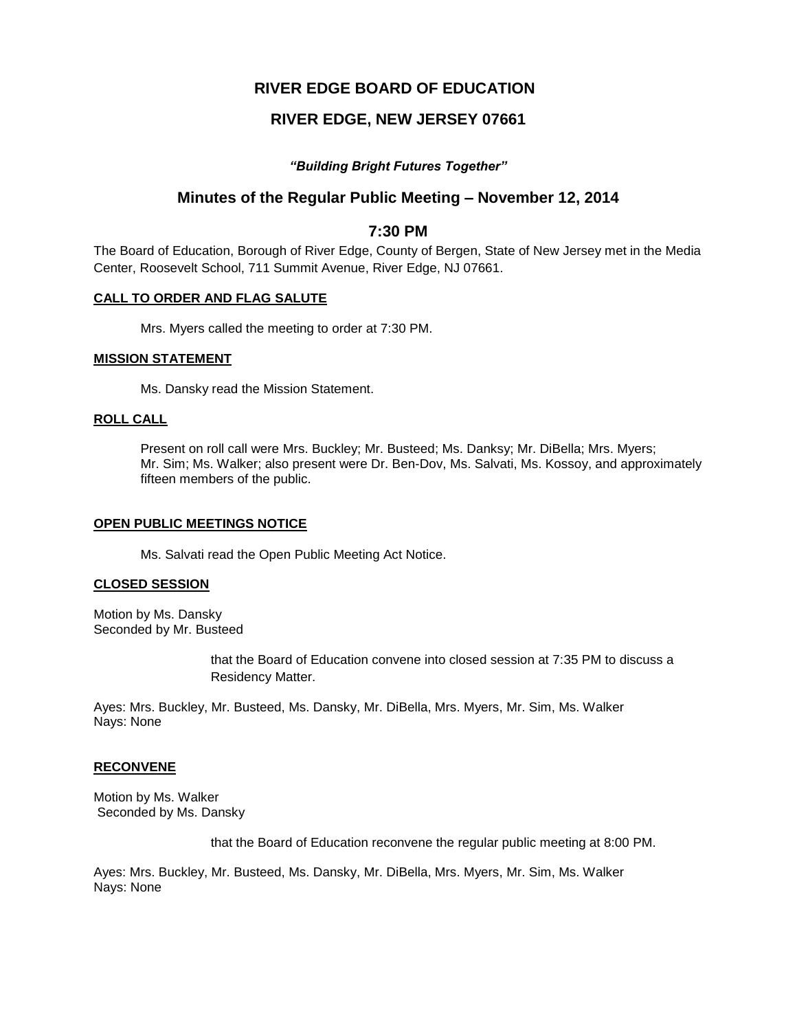# RIVER EDGE BOARD OF EDUCATION

## RIVER EDGE, NEW JERSEY 07661

***"Building Bright Futures Together"***

## Minutes of the Regular Public Meeting – November 12, 2014

## 7:30 PM

The Board of Education, Borough of River Edge, County of Bergen, State of New Jersey met in the Media Center, Roosevelt School, 711 Summit Avenue, River Edge, NJ 07661.

**CALL TO ORDER AND FLAG SALUTE**

Mrs. Myers called the meeting to order at 7:30 PM.

**MISSION STATEMENT**

Ms. Dansky read the Mission Statement.

**ROLL CALL**

Present on roll call were Mrs. Buckley; Mr. Busteed; Ms. Danksy; Mr. DiBella; Mrs. Myers; Mr. Sim; Ms. Walker; also present were Dr. Ben-Dov, Ms. Salvati, Ms. Kossoy, and approximately fifteen members of the public.

**OPEN PUBLIC MEETINGS NOTICE**

Ms. Salvati read the Open Public Meeting Act Notice.

**CLOSED SESSION**

Motion by Ms. Dansky
Seconded by Mr. Busteed

that the Board of Education convene into closed session at 7:35 PM to discuss a Residency Matter.

Ayes: Mrs. Buckley, Mr. Busteed, Ms. Dansky, Mr. DiBella, Mrs. Myers, Mr. Sim, Ms. Walker
Nays: None

**RECONVENE**

Motion by Ms. Walker
Seconded by Ms. Dansky

that the Board of Education reconvene the regular public meeting at 8:00 PM.

Ayes: Mrs. Buckley, Mr. Busteed, Ms. Dansky, Mr. DiBella, Mrs. Myers, Mr. Sim, Ms. Walker
Nays: None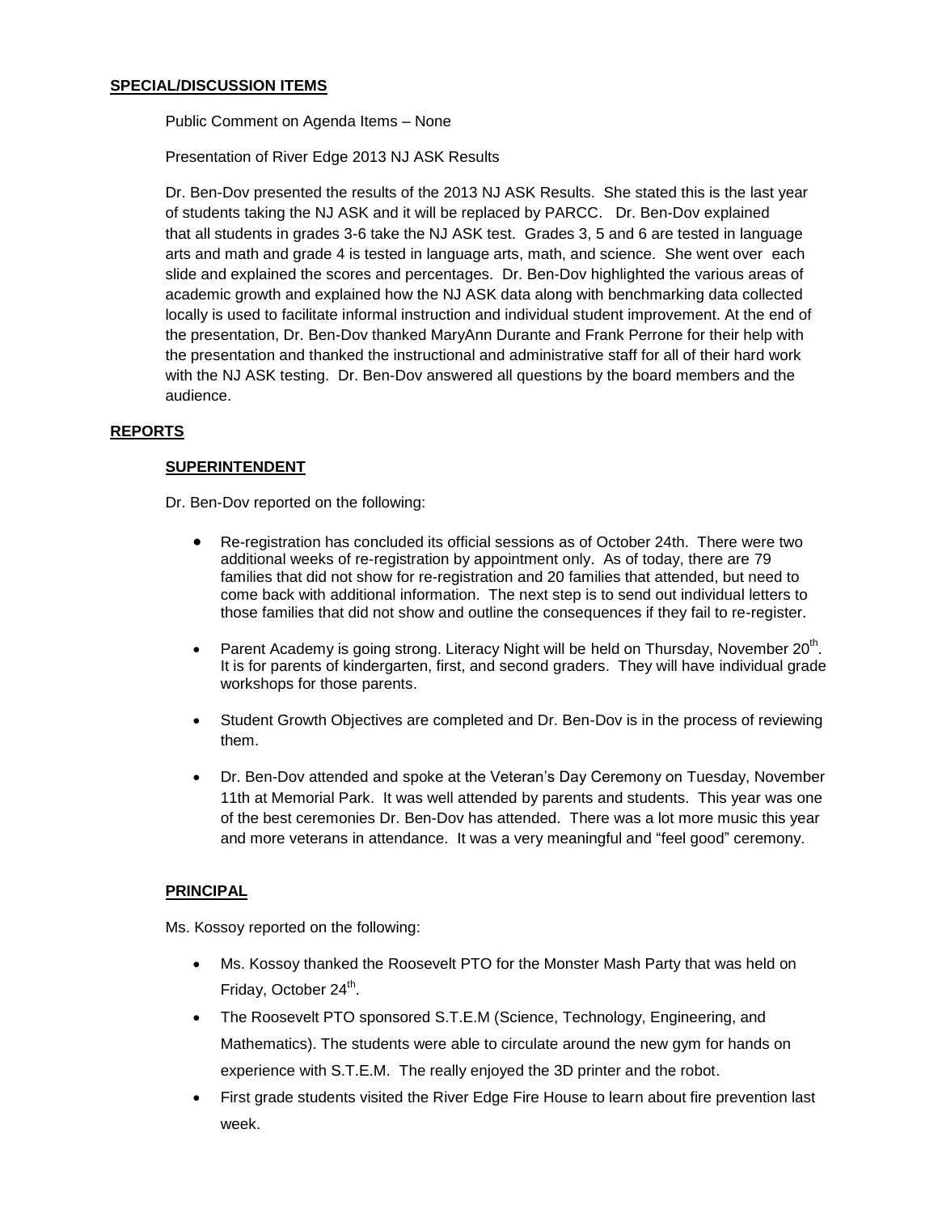## SPECIAL/DISCUSSION ITEMS

Public Comment on Agenda Items – None

Presentation of River Edge 2013 NJ ASK Results

Dr. Ben-Dov presented the results of the 2013 NJ ASK Results. She stated this is the last year of students taking the NJ ASK and it will be replaced by PARCC. Dr. Ben-Dov explained that all students in grades 3-6 take the NJ ASK test. Grades 3, 5 and 6 are tested in language arts and math and grade 4 is tested in language arts, math, and science. She went over each slide and explained the scores and percentages. Dr. Ben-Dov highlighted the various areas of academic growth and explained how the NJ ASK data along with benchmarking data collected locally is used to facilitate informal instruction and individual student improvement. At the end of the presentation, Dr. Ben-Dov thanked MaryAnn Durante and Frank Perrone for their help with the presentation and thanked the instructional and administrative staff for all of their hard work with the NJ ASK testing. Dr. Ben-Dov answered all questions by the board members and the audience.

## REPORTS

### SUPERINTENDENT

Dr. Ben-Dov reported on the following:

- Re-registration has concluded its official sessions as of October 24th. There were two additional weeks of re-registration by appointment only. As of today, there are 79 families that did not show for re-registration and 20 families that attended, but need to come back with additional information. The next step is to send out individual letters to those families that did not show and outline the consequences if they fail to re-register.
- Parent Academy is going strong. Literacy Night will be held on Thursday, November 20th. It is for parents of kindergarten, first, and second graders. They will have individual grade workshops for those parents.
- Student Growth Objectives are completed and Dr. Ben-Dov is in the process of reviewing them.
- Dr. Ben-Dov attended and spoke at the Veteran's Day Ceremony on Tuesday, November 11th at Memorial Park. It was well attended by parents and students. This year was one of the best ceremonies Dr. Ben-Dov has attended. There was a lot more music this year and more veterans in attendance. It was a very meaningful and "feel good" ceremony.

### PRINCIPAL

Ms. Kossoy reported on the following:

- Ms. Kossoy thanked the Roosevelt PTO for the Monster Mash Party that was held on Friday, October 24th.
- The Roosevelt PTO sponsored S.T.E.M (Science, Technology, Engineering, and Mathematics). The students were able to circulate around the new gym for hands on experience with S.T.E.M. The really enjoyed the 3D printer and the robot.
- First grade students visited the River Edge Fire House to learn about fire prevention last week.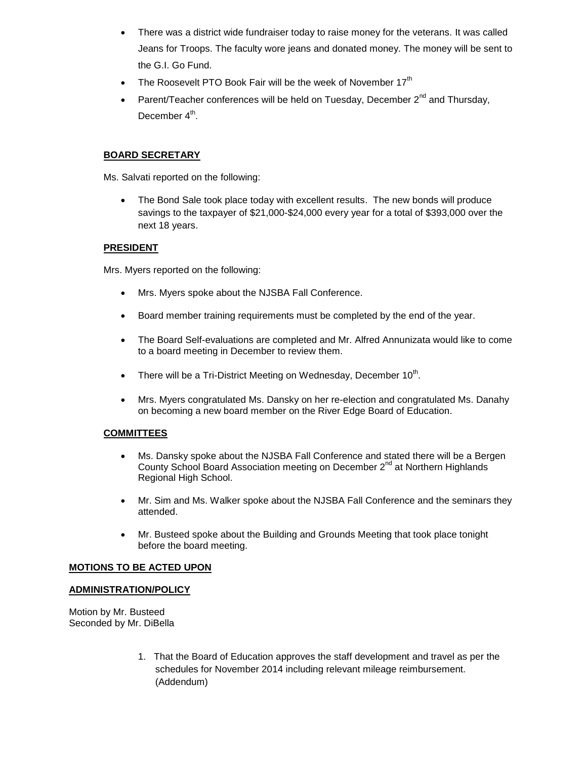- There was a district wide fundraiser today to raise money for the veterans. It was called Jeans for Troops. The faculty wore jeans and donated money. The money will be sent to the G.I. Go Fund.
- The Roosevelt PTO Book Fair will be the week of November 17th
- Parent/Teacher conferences will be held on Tuesday, December 2nd and Thursday, December 4th.

**BOARD SECRETARY**

Ms. Salvati reported on the following:

- The Bond Sale took place today with excellent results. The new bonds will produce savings to the taxpayer of $21,000-$24,000 every year for a total of $393,000 over the next 18 years.

**PRESIDENT**

Mrs. Myers reported on the following:

- Mrs. Myers spoke about the NJSBA Fall Conference.
- Board member training requirements must be completed by the end of the year.
- The Board Self-evaluations are completed and Mr. Alfred Annunizata would like to come to a board meeting in December to review them.
- There will be a Tri-District Meeting on Wednesday, December 10th.
- Mrs. Myers congratulated Ms. Dansky on her re-election and congratulated Ms. Danahy on becoming a new board member on the River Edge Board of Education.

**COMMITTEES**

- Ms. Dansky spoke about the NJSBA Fall Conference and stated there will be a Bergen County School Board Association meeting on December 2nd at Northern Highlands Regional High School.
- Mr. Sim and Ms. Walker spoke about the NJSBA Fall Conference and the seminars they attended.
- Mr. Busteed spoke about the Building and Grounds Meeting that took place tonight before the board meeting.

**MOTIONS TO BE ACTED UPON**

**ADMINISTRATION/POLICY**

Motion by Mr. Busteed
Seconded by Mr. DiBella

1. That the Board of Education approves the staff development and travel as per the schedules for November 2014 including relevant mileage reimbursement. (Addendum)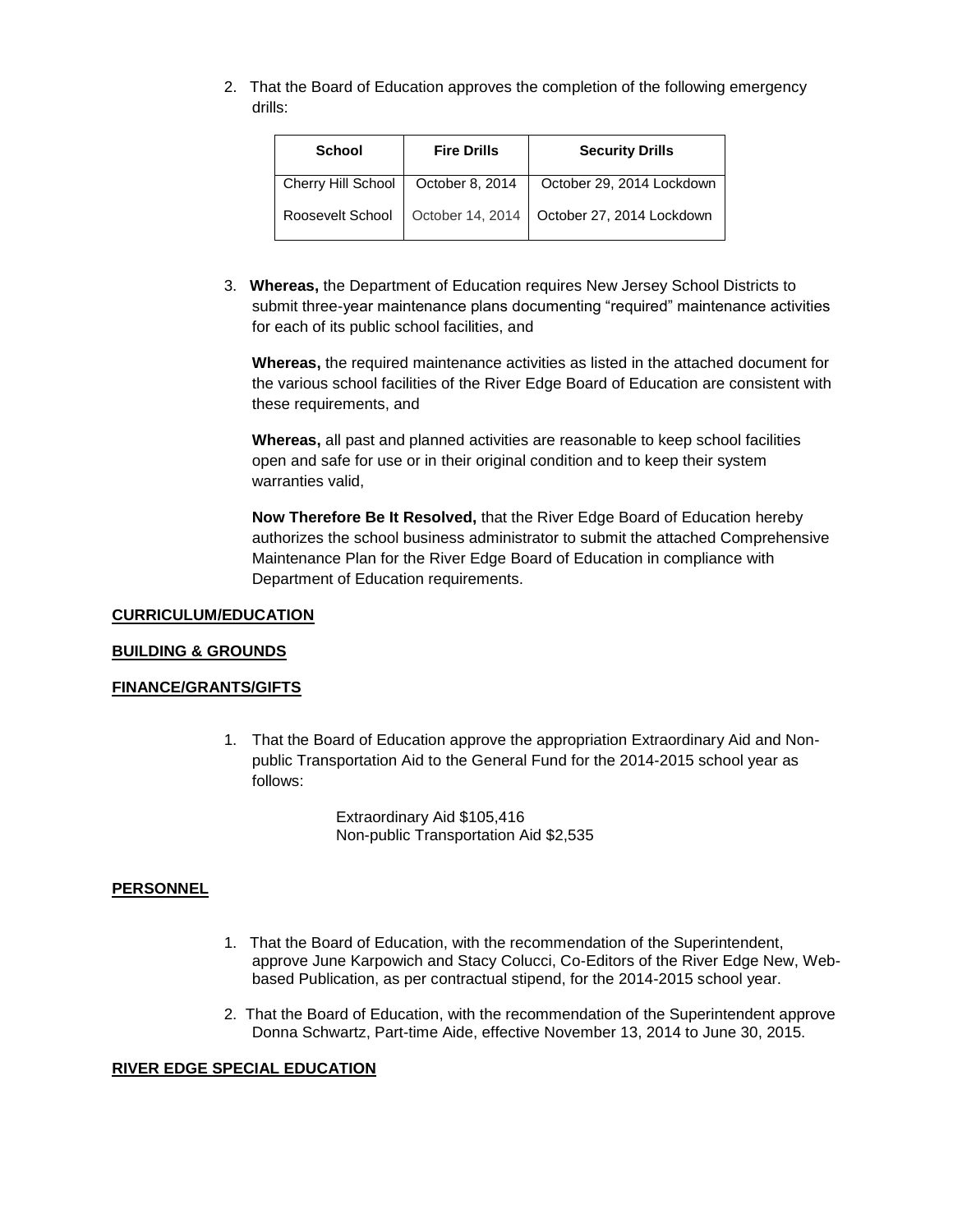2. That the Board of Education approves the completion of the following emergency drills:

| School | Fire Drills | Security Drills |
|---|---|---|
| Cherry Hill School | October 8, 2014 | October 29, 2014 Lockdown |
| Roosevelt School | October 14, 2014 | October 27, 2014 Lockdown |

3. **Whereas,** the Department of Education requires New Jersey School Districts to submit three-year maintenance plans documenting "required" maintenance activities for each of its public school facilities, and

   **Whereas,** the required maintenance activities as listed in the attached document for the various school facilities of the River Edge Board of Education are consistent with these requirements, and

   **Whereas,** all past and planned activities are reasonable to keep school facilities open and safe for use or in their original condition and to keep their system warranties valid,

   **Now Therefore Be It Resolved,** that the River Edge Board of Education hereby authorizes the school business administrator to submit the attached Comprehensive Maintenance Plan for the River Edge Board of Education in compliance with Department of Education requirements.

**CURRICULUM/EDUCATION**

**BUILDING & GROUNDS**

**FINANCE/GRANTS/GIFTS**

1. That the Board of Education approve the appropriation Extraordinary Aid and Non-public Transportation Aid to the General Fund for the 2014-2015 school year as follows:

   Extraordinary Aid $105,416
   Non-public Transportation Aid $2,535

**PERSONNEL**

1. That the Board of Education, with the recommendation of the Superintendent, approve June Karpowich and Stacy Colucci, Co-Editors of the River Edge New, Web-based Publication, as per contractual stipend, for the 2014-2015 school year.

2. That the Board of Education, with the recommendation of the Superintendent approve Donna Schwartz, Part-time Aide, effective November 13, 2014 to June 30, 2015.

**RIVER EDGE SPECIAL EDUCATION**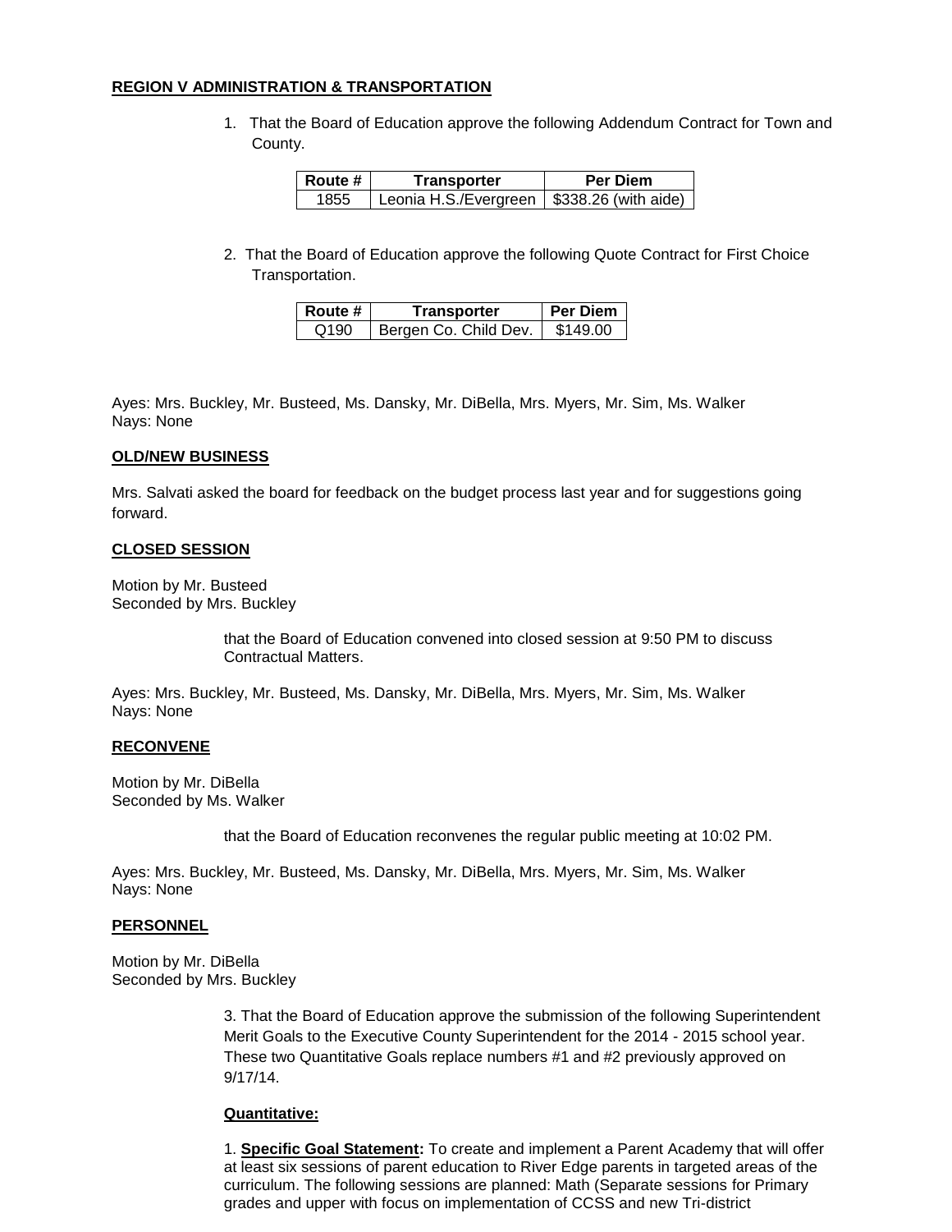**REGION V ADMINISTRATION & TRANSPORTATION**

1. That the Board of Education approve the following Addendum Contract for Town and County.

| Route # | Transporter | Per Diem |
|---|---|---|
| 1855 | Leonia H.S./Evergreen | $338.26 (with aide) |

2. That the Board of Education approve the following Quote Contract for First Choice Transportation.

| Route # | Transporter | Per Diem |
|---|---|---|
| Q190 | Bergen Co. Child Dev. | $149.00 |

Ayes: Mrs. Buckley, Mr. Busteed, Ms. Dansky, Mr. DiBella, Mrs. Myers, Mr. Sim, Ms. Walker
Nays: None

**OLD/NEW BUSINESS**

Mrs. Salvati asked the board for feedback on the budget process last year and for suggestions going forward.

**CLOSED SESSION**

Motion by Mr. Busteed
Seconded by Mrs. Buckley

that the Board of Education convened into closed session at 9:50 PM to discuss Contractual Matters.

Ayes: Mrs. Buckley, Mr. Busteed, Ms. Dansky, Mr. DiBella, Mrs. Myers, Mr. Sim, Ms. Walker
Nays: None

**RECONVENE**

Motion by Mr. DiBella
Seconded by Ms. Walker

that the Board of Education reconvenes the regular public meeting at 10:02 PM.

Ayes: Mrs. Buckley, Mr. Busteed, Ms. Dansky, Mr. DiBella, Mrs. Myers, Mr. Sim, Ms. Walker
Nays: None

**PERSONNEL**

Motion by Mr. DiBella
Seconded by Mrs. Buckley

3. That the Board of Education approve the submission of the following Superintendent Merit Goals to the Executive County Superintendent for the 2014 - 2015 school year. These two Quantitative Goals replace numbers #1 and #2 previously approved on 9/17/14.

**Quantitative:**

1. **Specific Goal Statement:** To create and implement a Parent Academy that will offer at least six sessions of parent education to River Edge parents in targeted areas of the curriculum. The following sessions are planned: Math (Separate sessions for Primary grades and upper with focus on implementation of CCSS and new Tri-district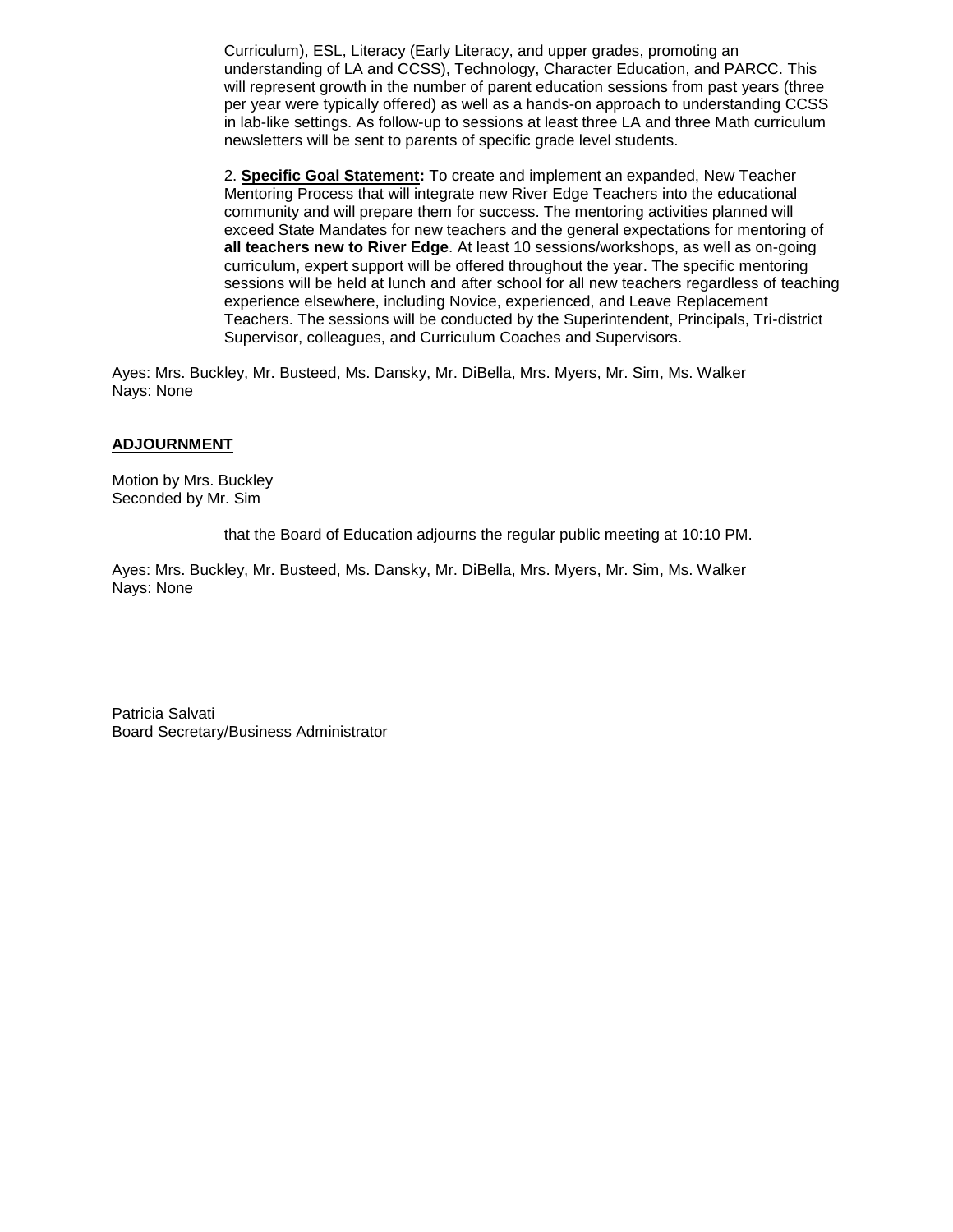Curriculum), ESL, Literacy (Early Literacy, and upper grades, promoting an understanding of LA and CCSS), Technology, Character Education, and PARCC. This will represent growth in the number of parent education sessions from past years (three per year were typically offered) as well as a hands-on approach to understanding CCSS in lab-like settings. As follow-up to sessions at least three LA and three Math curriculum newsletters will be sent to parents of specific grade level students.

2. **Specific Goal Statement:** To create and implement an expanded, New Teacher Mentoring Process that will integrate new River Edge Teachers into the educational community and will prepare them for success. The mentoring activities planned will exceed State Mandates for new teachers and the general expectations for mentoring of **all teachers new to River Edge**. At least 10 sessions/workshops, as well as on-going curriculum, expert support will be offered throughout the year. The specific mentoring sessions will be held at lunch and after school for all new teachers regardless of teaching experience elsewhere, including Novice, experienced, and Leave Replacement Teachers. The sessions will be conducted by the Superintendent, Principals, Tri-district Supervisor, colleagues, and Curriculum Coaches and Supervisors.

Ayes: Mrs. Buckley, Mr. Busteed, Ms. Dansky, Mr. DiBella, Mrs. Myers, Mr. Sim, Ms. Walker
Nays: None

**ADJOURNMENT**

Motion by Mrs. Buckley
Seconded by Mr. Sim

that the Board of Education adjourns the regular public meeting at 10:10 PM.

Ayes: Mrs. Buckley, Mr. Busteed, Ms. Dansky, Mr. DiBella, Mrs. Myers, Mr. Sim, Ms. Walker
Nays: None

Patricia Salvati
Board Secretary/Business Administrator